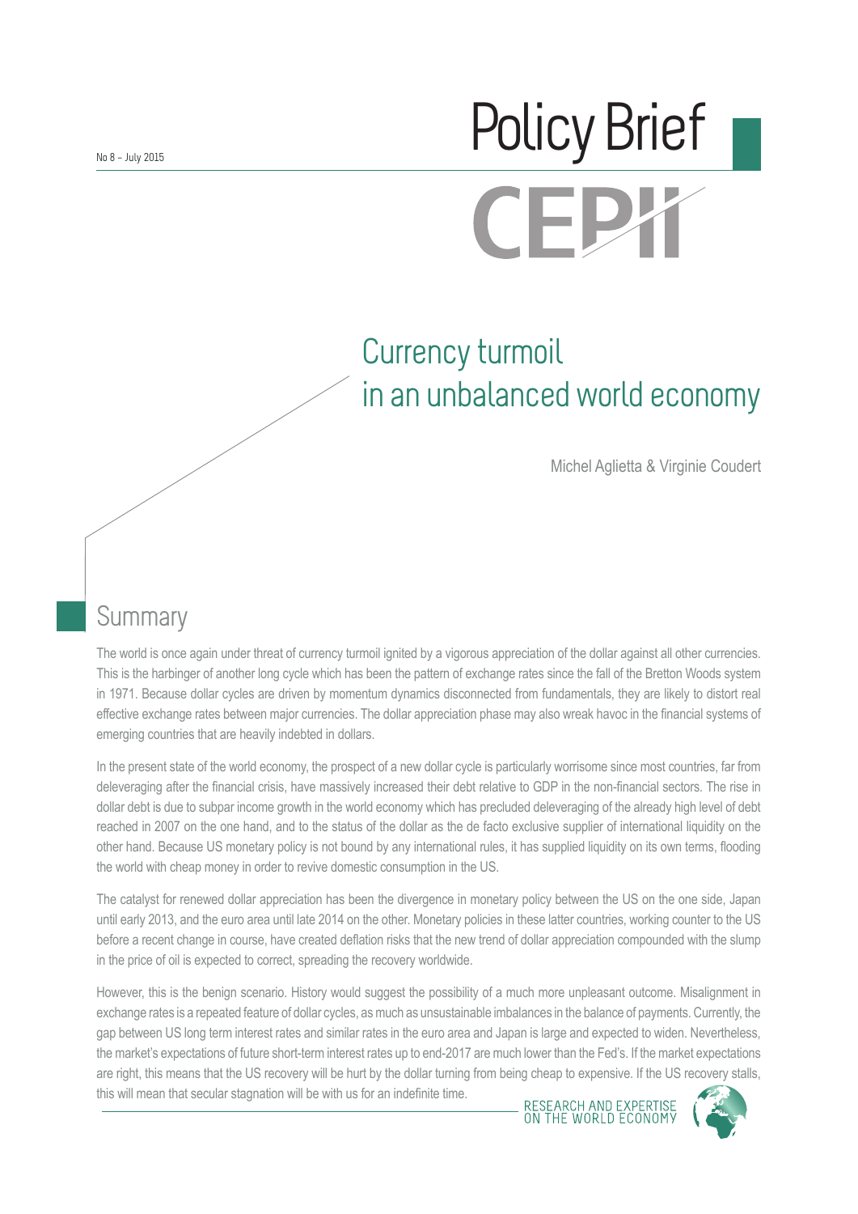No 8 – July 2015

# Policy Brief

# Currency turmoil in an unbalanced world economy

Michel Aglietta & Virginie Coudert

## Summary

The world is once again under threat of currency turmoil ignited by a vigorous appreciation of the dollar against all other currencies. This is the harbinger of another long cycle which has been the pattern of exchange rates since the fall of the Bretton Woods system in 1971. Because dollar cycles are driven by momentum dynamics disconnected from fundamentals, they are likely to distort real effective exchange rates between major currencies. The dollar appreciation phase may also wreak havoc in the financial systems of emerging countries that are heavily indebted in dollars.

In the present state of the world economy, the prospect of a new dollar cycle is particularly worrisome since most countries, far from deleveraging after the financial crisis, have massively increased their debt relative to GDP in the non-financial sectors. The rise in dollar debt is due to subpar income growth in the world economy which has precluded deleveraging of the already high level of debt reached in 2007 on the one hand, and to the status of the dollar as the de facto exclusive supplier of international liquidity on the other hand. Because US monetary policy is not bound by any international rules, it has supplied liquidity on its own terms, flooding the world with cheap money in order to revive domestic consumption in the US.

The catalyst for renewed dollar appreciation has been the divergence in monetary policy between the US on the one side, Japan until early 2013, and the euro area until late 2014 on the other. Monetary policies in these latter countries, working counter to the US before a recent change in course, have created deflation risks that the new trend of dollar appreciation compounded with the slump in the price of oil is expected to correct, spreading the recovery worldwide.

However, this is the benign scenario. History would suggest the possibility of a much more unpleasant outcome. Misalignment in exchange rates is a repeated feature of dollar cycles, as much as unsustainable imbalances in the balance of payments. Currently, the gap between US long term interest rates and similar rates in the euro area and Japan is large and expected to widen. Nevertheless, the market's expectations of future short-term interest rates up to end-2017 are much lower than the Fed's. If the market expectations are right, this means that the US recovery will be hurt by the dollar turning from being cheap to expensive. If the US recovery stalls, this will mean that secular stagnation will be with us for an indefinite time.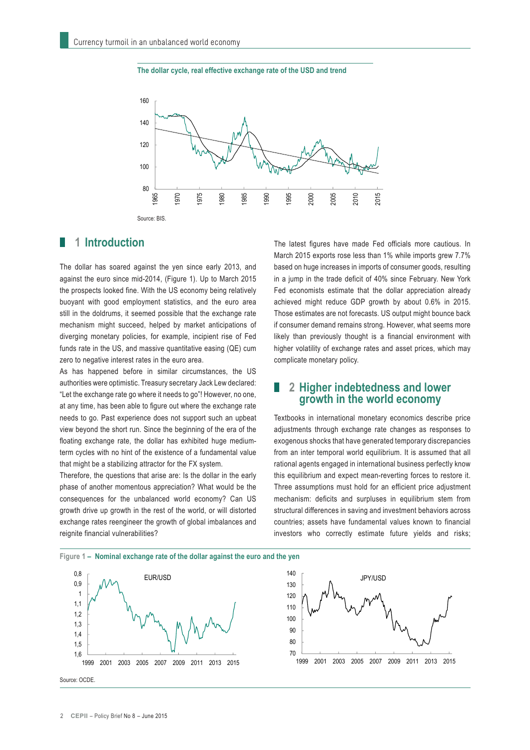**The dollar cycle, real effective exchange rate of the USD and trend**

Source: BIS.

## 1 Introduction

The dollar has soared against the yen since early 2013, and against the euro since mid-2014, (Figure 1). Up to March 2015 the prospects looked fine. With the US economy being relatively buoyant with good employment statistics, and the euro area still in the doldrums, it seemed possible that the exchange rate mechanism might succeed, helped by market anticipations of diverging monetary policies, for example, incipient rise of Fed funds rate in the US, and massive quantitative easing (QE) cum zero to negative interest rates in the euro area.

As has happened before in similar circumstances, the US authorities were optimistic. Treasury secretary Jack Lew declared: "Let the exchange rate go where it needs to go"! However, no one, at any time, has been able to figure out where the exchange rate needs to go. Past experience does not support such an upbeat view beyond the short run. Since the beginning of the era of the floating exchange rate, the dollar has exhibited huge medium-term cycles with no hint of the existence of a fundamental value that might be a stabilizing attractor for the FX system.

Therefore, the questions that arise are: Is the dollar in the early phase of another momentous appreciation? What would be the consequences for the unbalanced world economy? Can US growth drive up growth in the rest of the world, or will distorted exchange rates reengineer the growth of global imbalances and reignite financial vulnerabilities?

The latest figures have made Fed officials more cautious. In March 2015 exports rose less than 1% while imports grew 7.7% based on huge increases in imports of consumer goods, resulting in a jump in the trade deficit of 40% since February. New York Fed economists estimate that the dollar appreciation already achieved might reduce GDP growth by about 0.6% in 2015. Those estimates are not forecasts. US output might bounce back if consumer demand remains strong. However, what seems more likely than previously thought is a financial environment with higher volatility of exchange rates and asset prices, which may complicate monetary policy.

## 2 Higher indebtedness and lower growth in the world economy

Textbooks in international monetary economics describe price adjustments through exchange rate changes as responses to exogenous shocks that have generated temporary discrepancies from an inter temporal world equilibrium. It is assumed that all rational agents engaged in international business perfectly know this equilibrium and expect mean-reverting forces to restore it. Three assumptions must hold for an efficient price adjustment mechanism: deficits and surpluses in equilibrium stem from structural differences in saving and investment behaviors across countries; assets have fundamental values known to financial investors who correctly estimate future yields and risks;

**Figure 1 – Nominal exchange rate of the dollar against the euro and the yen**

Source: OCDE.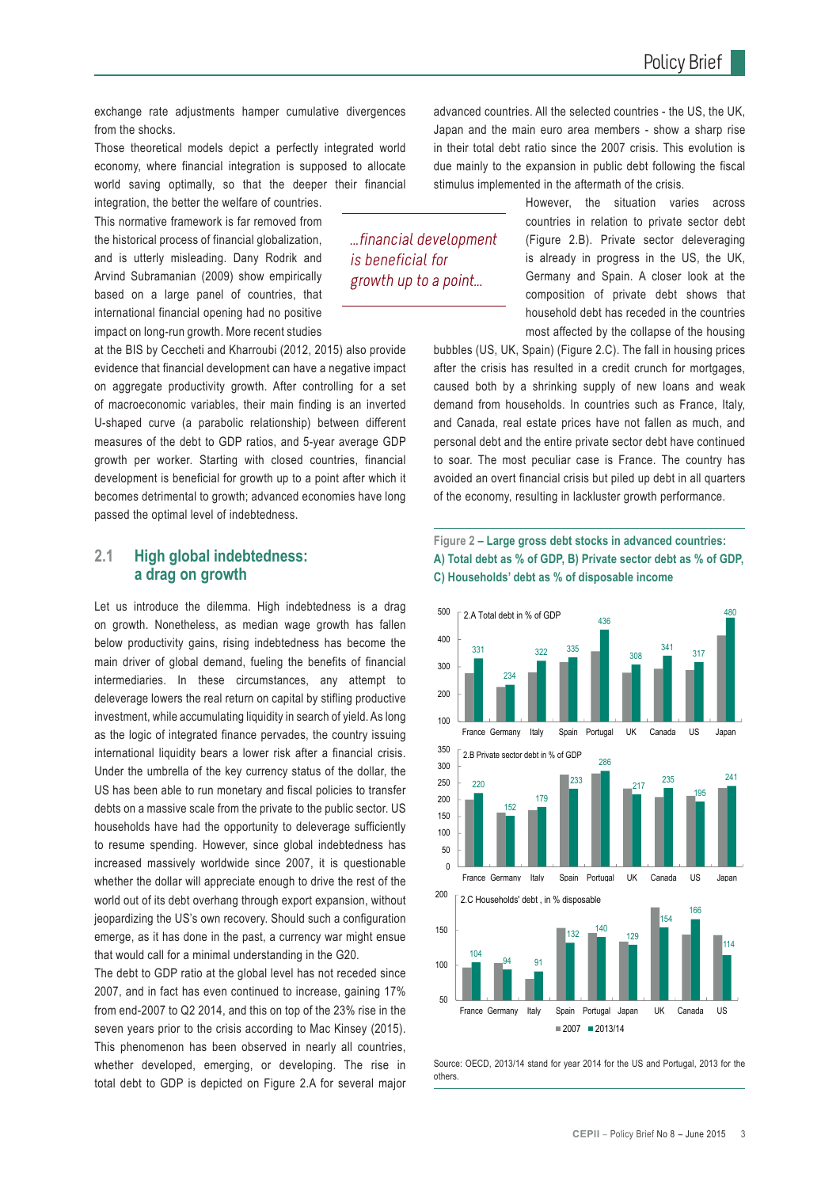exchange rate adjustments hamper cumulative divergences from the shocks.

Those theoretical models depict a perfectly integrated world economy, where financial integration is supposed to allocate world saving optimally, so that the deeper their financial integration, the better the welfare of countries.

This normative framework is far removed from the historical process of financial globalization, and is utterly misleading. Dany Rodrik and Arvind Subramanian (2009) show empirically based on a large panel of countries, that international financial opening had no positive impact on long-run growth. More recent studies at the BIS by Ceccheti and Kharroubi (2012, 2015) also provide evidence that financial development can have a negative impact on aggregate productivity growth. After controlling for a set of macroeconomic variables, their main finding is an inverted U-shaped curve (a parabolic relationship) between different measures of the debt to GDP ratios, and 5-year average GDP growth per worker. Starting with closed countries, financial development is beneficial for growth up to a point after which it becomes detrimental to growth; advanced economies have long passed the optimal level of indebtedness.

*...financial development is beneficial for growth up to a point...*

## 2.1 High global indebtedness: a drag on growth

Let us introduce the dilemma. High indebtedness is a drag on growth. Nonetheless, as median wage growth has fallen below productivity gains, rising indebtedness has become the main driver of global demand, fueling the benefits of financial intermediaries. In these circumstances, any attempt to deleverage lowers the real return on capital by stifling productive investment, while accumulating liquidity in search of yield. As long as the logic of integrated finance pervades, the country issuing international liquidity bears a lower risk after a financial crisis. Under the umbrella of the key currency status of the dollar, the US has been able to run monetary and fiscal policies to transfer debts on a massive scale from the private to the public sector. US households have had the opportunity to deleverage sufficiently to resume spending. However, since global indebtedness has increased massively worldwide since 2007, it is questionable whether the dollar will appreciate enough to drive the rest of the world out of its debt overhang through export expansion, without jeopardizing the US's own recovery. Should such a configuration emerge, as it has done in the past, a currency war might ensue that would call for a minimal understanding in the G20.

The debt to GDP ratio at the global level has not receded since 2007, and in fact has even continued to increase, gaining 17% from end-2007 to Q2 2014, and this on top of the 23% rise in the seven years prior to the crisis according to Mac Kinsey (2015). This phenomenon has been observed in nearly all countries, whether developed, emerging, or developing. The rise in total debt to GDP is depicted on Figure 2.A for several major advanced countries. All the selected countries - the US, the UK, Japan and the main euro area members - show a sharp rise in their total debt ratio since the 2007 crisis. This evolution is due mainly to the expansion in public debt following the fiscal stimulus implemented in the aftermath of the crisis.

However, the situation varies across countries in relation to private sector debt (Figure 2.B). Private sector deleveraging is already in progress in the US, the UK, Germany and Spain. A closer look at the composition of private debt shows that household debt has receded in the countries most affected by the collapse of the housing bubbles (US, UK, Spain) (Figure 2.C). The fall in housing prices after the crisis has resulted in a credit crunch for mortgages, caused both by a shrinking supply of new loans and weak demand from households. In countries such as France, Italy, and Canada, real estate prices have not fallen as much, and personal debt and the entire private sector debt have continued to soar. The most peculiar case is France. The country has avoided an overt financial crisis but piled up debt in all quarters of the economy, resulting in lackluster growth performance.

**Figure 2 – Large gross debt stocks in advanced countries: A) Total debt as % of GDP, B) Private sector debt as % of GDP, C) Households' debt as % of disposable income**

2.A Total debt in % of GDP (2013/14)

| France | Germany | Italy | Spain | Portugal | UK | Canada | US | Japan |
|---|---|---|---|---|---|---|---|---|
| 331 | 234 | 322 | 335 | 436 | 308 | 341 | 317 | 480 |

2.B Private sector debt in % of GDP (2013/14)

| France | Germany | Italy | Spain | Portugal | UK | Canada | US | Japan |
|---|---|---|---|---|---|---|---|---|
| 220 | 152 | 179 | 233 | 286 | 217 | 235 | 195 | 241 |

2.C Households' debt , in % disposable (2013/14)

| France | Germany | Italy | Spain | Portugal | Japan | UK | Canada | US |
|---|---|---|---|---|---|---|---|---|
| 104 | 94 | 91 | 132 | 140 | 129 | 154 | 166 | 114 |

■ 2007 ■ 2013/14

Source: OECD, 2013/14 stand for year 2014 for the US and Portugal, 2013 for the others.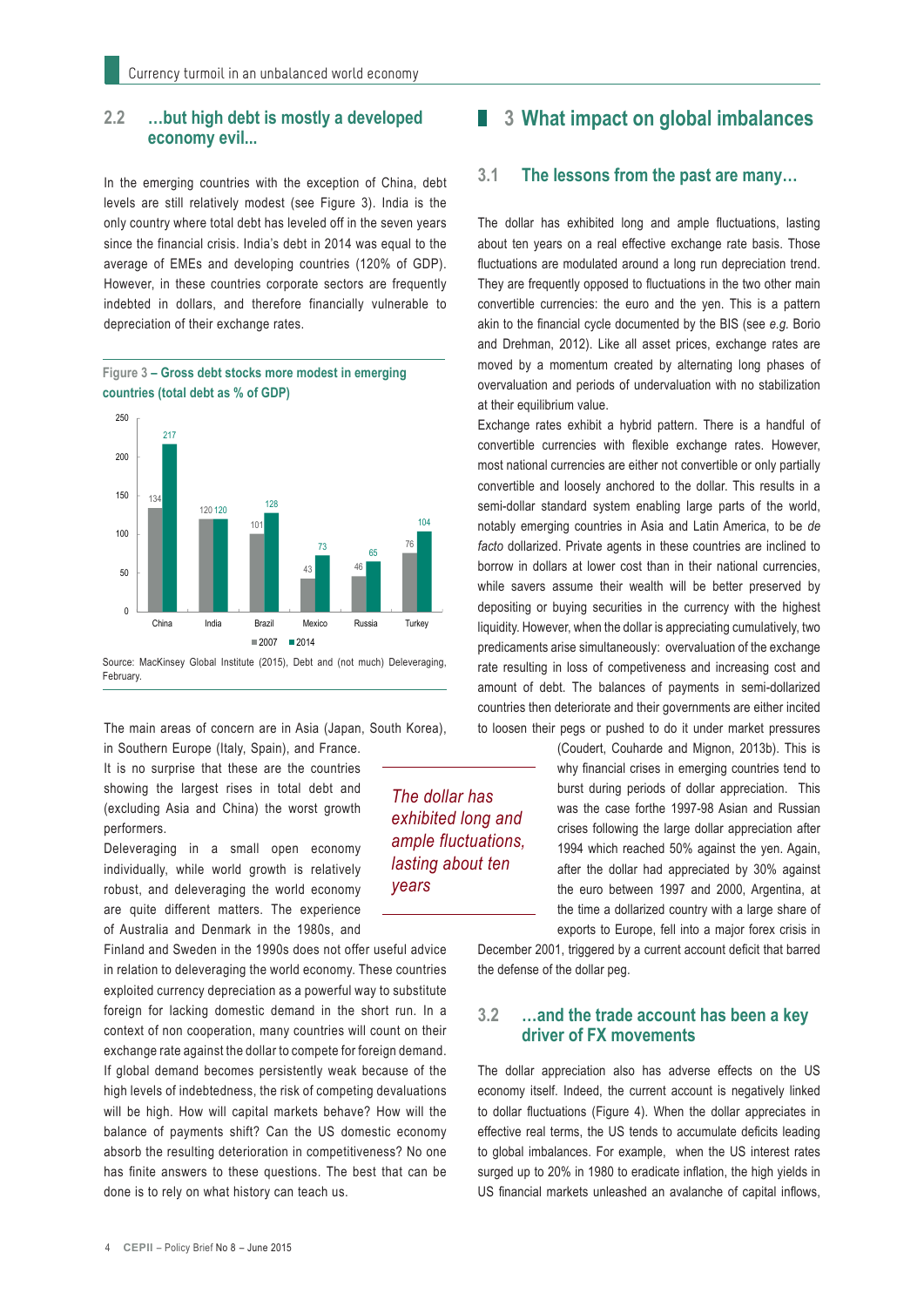## 2.2 …but high debt is mostly a developed economy evil...

In the emerging countries with the exception of China, debt levels are still relatively modest (see Figure 3). India is the only country where total debt has leveled off in the seven years since the financial crisis. India's debt in 2014 was equal to the average of EMEs and developing countries (120% of GDP). However, in these countries corporate sectors are frequently indebted in dollars, and therefore financially vulnerable to depreciation of their exchange rates.

**Figure 3 – Gross debt stocks more modest in emerging countries (total debt as % of GDP)**

| | 2007 | 2014 |
|---|---|---|
| China | 134 | 217 |
| India | 120 | 120 |
| Brazil | 101 | 128 |
| Mexico | 43 | 73 |
| Russia | 46 | 65 |
| Turkey | 76 | 104 |

Source: MacKinsey Global Institute (2015), Debt and (not much) Deleveraging, February.

The main areas of concern are in Asia (Japan, South Korea), in Southern Europe (Italy, Spain), and France.

It is no surprise that these are the countries showing the largest rises in total debt and (excluding Asia and China) the worst growth performers.

Deleveraging in a small open economy individually, while world growth is relatively robust, and deleveraging the world economy are quite different matters. The experience of Australia and Denmark in the 1980s, and Finland and Sweden in the 1990s does not offer useful advice in relation to deleveraging the world economy. These countries exploited currency depreciation as a powerful way to substitute foreign for lacking domestic demand in the short run. In a context of non cooperation, many countries will count on their exchange rate against the dollar to compete for foreign demand. If global demand becomes persistently weak because of the high levels of indebtedness, the risk of competing devaluations will be high. How will capital markets behave? How will the balance of payments shift? Can the US domestic economy absorb the resulting deterioration in competitiveness? No one has finite answers to these questions. The best that can be done is to rely on what history can teach us.

# 3 What impact on global imbalances

## 3.1 The lessons from the past are many…

The dollar has exhibited long and ample fluctuations, lasting about ten years on a real effective exchange rate basis. Those fluctuations are modulated around a long run depreciation trend. They are frequently opposed to fluctuations in the two other main convertible currencies: the euro and the yen. This is a pattern akin to the financial cycle documented by the BIS (see *e.g.* Borio and Drehman, 2012). Like all asset prices, exchange rates are moved by a momentum created by alternating long phases of overvaluation and periods of undervaluation with no stabilization at their equilibrium value.

Exchange rates exhibit a hybrid pattern. There is a handful of convertible currencies with flexible exchange rates. However, most national currencies are either not convertible or only partially convertible and loosely anchored to the dollar. This results in a semi-dollar standard system enabling large parts of the world, notably emerging countries in Asia and Latin America, to be *de facto* dollarized. Private agents in these countries are inclined to borrow in dollars at lower cost than in their national currencies, while savers assume their wealth will be better preserved by depositing or buying securities in the currency with the highest liquidity. However, when the dollar is appreciating cumulatively, two predicaments arise simultaneously: overvaluation of the exchange rate resulting in loss of competiveness and increasing cost and amount of debt. The balances of payments in semi-dollarized countries then deteriorate and their governments are either incited to loosen their pegs or pushed to do it under market pressures (Coudert, Couharde and Mignon, 2013b). This is why financial crises in emerging countries tend to burst during periods of dollar appreciation. This was the case forthe 1997-98 Asian and Russian crises following the large dollar appreciation after 1994 which reached 50% against the yen. Again, after the dollar had appreciated by 30% against the euro between 1997 and 2000, Argentina, at the time a dollarized country with a large share of exports to Europe, fell into a major forex crisis in December 2001, triggered by a current account deficit that barred the defense of the dollar peg.

*The dollar has exhibited long and ample fluctuations, lasting about ten years*

## 3.2 …and the trade account has been a key driver of FX movements

The dollar appreciation also has adverse effects on the US economy itself. Indeed, the current account is negatively linked to dollar fluctuations (Figure 4). When the dollar appreciates in effective real terms, the US tends to accumulate deficits leading to global imbalances. For example, when the US interest rates surged up to 20% in 1980 to eradicate inflation, the high yields in US financial markets unleashed an avalanche of capital inflows,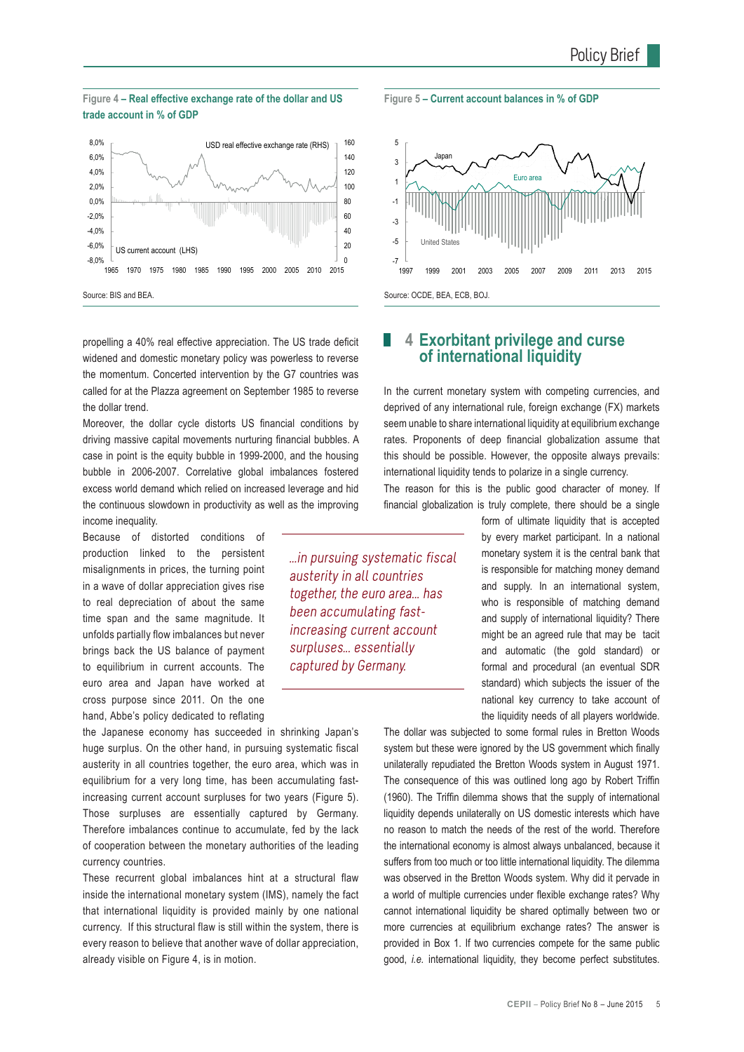**Figure 4 – Real effective exchange rate of the dollar and US trade account in % of GDP**

Source: BIS and BEA.

**Figure 5 – Current account balances in % of GDP**

Source: OCDE, BEA, ECB, BOJ.

propelling a 40% real effective appreciation. The US trade deficit widened and domestic monetary policy was powerless to reverse the momentum. Concerted intervention by the G7 countries was called for at the Plazza agreement on September 1985 to reverse the dollar trend.

Moreover, the dollar cycle distorts US financial conditions by driving massive capital movements nurturing financial bubbles. A case in point is the equity bubble in 1999-2000, and the housing bubble in 2006-2007. Correlative global imbalances fostered excess world demand which relied on increased leverage and hid the continuous slowdown in productivity as well as the improving income inequality.

Because of distorted conditions of production linked to the persistent misalignments in prices, the turning point in a wave of dollar appreciation gives rise to real depreciation of about the same time span and the same magnitude. It unfolds partially flow imbalances but never brings back the US balance of payment to equilibrium in current accounts. The euro area and Japan have worked at cross purpose since 2011. On the one hand, Abbe's policy dedicated to reflating the Japanese economy has succeeded in shrinking Japan's huge surplus. On the other hand, in pursuing systematic fiscal austerity in all countries together, the euro area, which was in equilibrium for a very long time, has been accumulating fast-increasing current account surpluses for two years (Figure 5). Those surpluses are essentially captured by Germany. Therefore imbalances continue to accumulate, fed by the lack of cooperation between the monetary authorities of the leading currency countries.

> *...in pursuing systematic fiscal austerity in all countries together, the euro area... has been accumulating fast-increasing current account surpluses... essentially captured by Germany.*

These recurrent global imbalances hint at a structural flaw inside the international monetary system (IMS), namely the fact that international liquidity is provided mainly by one national currency. If this structural flaw is still within the system, there is every reason to believe that another wave of dollar appreciation, already visible on Figure 4, is in motion.

## 4 Exorbitant privilege and curse of international liquidity

In the current monetary system with competing currencies, and deprived of any international rule, foreign exchange (FX) markets seem unable to share international liquidity at equilibrium exchange rates. Proponents of deep financial globalization assume that this should be possible. However, the opposite always prevails: international liquidity tends to polarize in a single currency.

The reason for this is the public good character of money. If financial globalization is truly complete, there should be a single form of ultimate liquidity that is accepted by every market participant. In a national monetary system it is the central bank that is responsible for matching money demand and supply. In an international system, who is responsible of matching demand and supply of international liquidity? There might be an agreed rule that may be tacit and automatic (the gold standard) or formal and procedural (an eventual SDR standard) which subjects the issuer of the national key currency to take account of the liquidity needs of all players worldwide.

The dollar was subjected to some formal rules in Bretton Woods system but these were ignored by the US government which finally unilaterally repudiated the Bretton Woods system in August 1971. The consequence of this was outlined long ago by Robert Triffin (1960). The Triffin dilemma shows that the supply of international liquidity depends unilaterally on US domestic interests which have no reason to match the needs of the rest of the world. Therefore the international economy is almost always unbalanced, because it suffers from too much or too little international liquidity. The dilemma was observed in the Bretton Woods system. Why did it pervade in a world of multiple currencies under flexible exchange rates? Why cannot international liquidity be shared optimally between two or more currencies at equilibrium exchange rates? The answer is provided in Box 1. If two currencies compete for the same public good, *i.e.* international liquidity, they become perfect substitutes.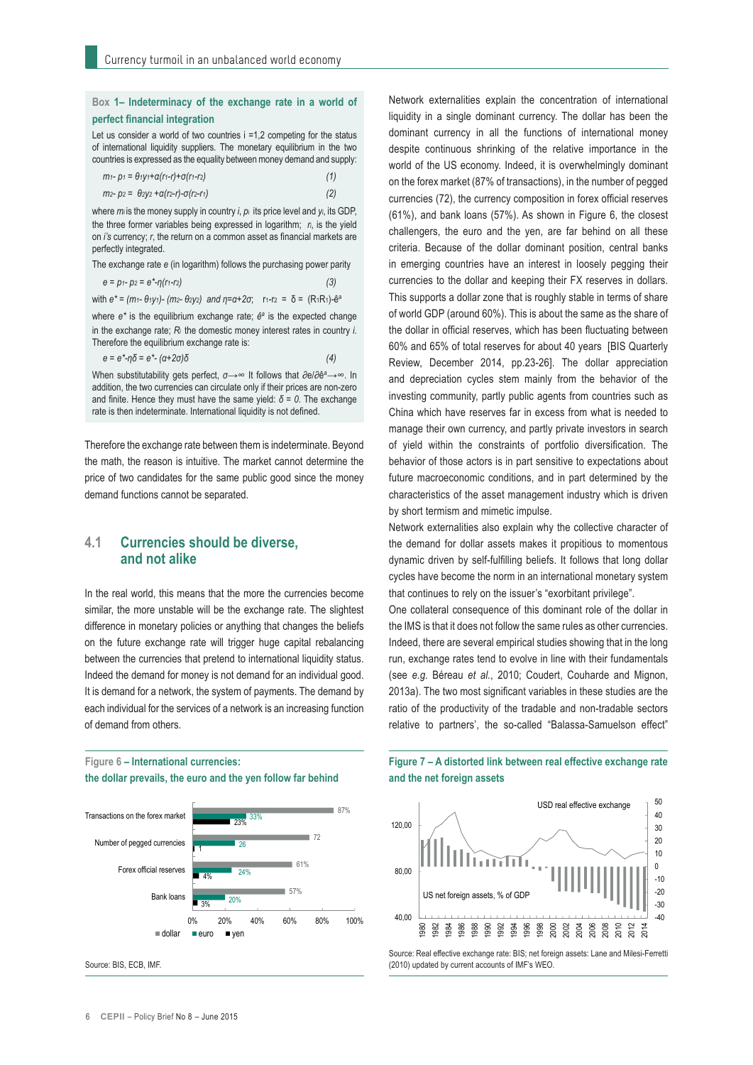### Box 1– Indeterminacy of the exchange rate in a world of perfect financial integration

Let us consider a world of two countries i =1,2 competing for the status of international liquidity suppliers. The monetary equilibrium in the two countries is expressed as the equality between money demand and supply:

$$m_1 - p_1 = \theta_1 y_1 + \alpha(r_1 - r) + \sigma(r_1 - r_2) \quad (1)$$

$$m_2 - p_2 = \theta_2 y_2 + \alpha(r_2 - r) - \sigma(r_2 - r_1) \quad (2)$$

where $m_i$ is the money supply in country $i$, $p_i$ its price level and $y_i$, its GDP, the three former variables being expressed in logarithm; $r_i$ is the yield on $i$'s currency; $r$, the return on a common asset as financial markets are perfectly integrated.

The exchange rate $e$ (in logarithm) follows the purchasing power parity

$$e = p_1 - p_2 = e^* - \eta(r_1 - r_2) \quad (3)$$

with $e^* = (m_1 - \theta_1 y_1) - (m_2 - \theta_2 y_2)$ and $\eta = \alpha + 2\sigma$; $r_1 - r_2 = \delta = (R_1 R_1) - \hat{e}^a$

where $e^*$ is the equilibrium exchange rate; $\hat{e}^a$ is the expected change in the exchange rate; $R_i$ the domestic money interest rates in country $i$. Therefore the equilibrium exchange rate is:

$$e = e^* - \eta\delta = e^* - (\alpha + 2\sigma)\delta \quad (4)$$

When substitutability gets perfect, $\sigma \to \infty$ It follows that $\partial e / \partial \hat{e}^a \to \infty$. In addition, the two currencies can circulate only if their prices are non-zero and finite. Hence they must have the same yield: $\delta = 0$. The exchange rate is then indeterminate. International liquidity is not defined.

Therefore the exchange rate between them is indeterminate. Beyond the math, the reason is intuitive. The market cannot determine the price of two candidates for the same public good since the money demand functions cannot be separated.

## 4.1 Currencies should be diverse, and not alike

In the real world, this means that the more the currencies become similar, the more unstable will be the exchange rate. The slightest difference in monetary policies or anything that changes the beliefs on the future exchange rate will trigger huge capital rebalancing between the currencies that pretend to international liquidity status. Indeed the demand for money is not demand for an individual good. It is demand for a network, the system of payments. The demand by each individual for the services of a network is an increasing function of demand from others.

**Figure 6 – International currencies: the dollar prevails, the euro and the yen follow far behind**

| | dollar | euro | yen |
|---|---|---|---|
| Transactions on the forex market | 87% | 33% | 23% |
| Number of pegged currencies | 72 | 26 | 1 |
| Forex official reserves | 61% | 24% | 4% |
| Bank loans | 57% | 20% | 3% |

Source: BIS, ECB, IMF.

Network externalities explain the concentration of international liquidity in a single dominant currency. The dollar has been the dominant currency in all the functions of international money despite continuous shrinking of the relative importance in the world of the US economy. Indeed, it is overwhelmingly dominant on the forex market (87% of transactions), in the number of pegged currencies (72), the currency composition in forex official reserves (61%), and bank loans (57%). As shown in Figure 6, the closest challengers, the euro and the yen, are far behind on all these criteria. Because of the dollar dominant position, central banks in emerging countries have an interest in loosely pegging their currencies to the dollar and keeping their FX reserves in dollars. This supports a dollar zone that is roughly stable in terms of share of world GDP (around 60%). This is about the same as the share of the dollar in official reserves, which has been fluctuating between 60% and 65% of total reserves for about 40 years [BIS Quarterly Review, December 2014, pp.23-26]. The dollar appreciation and depreciation cycles stem mainly from the behavior of the investing community, partly public agents from countries such as China which have reserves far in excess from what is needed to manage their own currency, and partly private investors in search of yield within the constraints of portfolio diversification. The behavior of those actors is in part sensitive to expectations about future macroeconomic conditions, and in part determined by the characteristics of the asset management industry which is driven by short termism and mimetic impulse.

Network externalities also explain why the collective character of the demand for dollar assets makes it propitious to momentous dynamic driven by self-fulfilling beliefs. It follows that long dollar cycles have become the norm in an international monetary system that continues to rely on the issuer's "exorbitant privilege".

One collateral consequence of this dominant role of the dollar in the IMS is that it does not follow the same rules as other currencies. Indeed, there are several empirical studies showing that in the long run, exchange rates tend to evolve in line with their fundamentals (see *e.g.* Béreau *et al.*, 2010; Coudert, Couharde and Mignon, 2013a). The two most significant variables in these studies are the ratio of the productivity of the tradable and non-tradable sectors relative to partners', the so-called "Balassa-Samuelson effect"

**Figure 7 – A distorted link between real effective exchange rate and the net foreign assets**

Source: Real effective exchange rate: BIS; net foreign assets: Lane and Milesi-Ferretti (2010) updated by current accounts of IMF's WEO.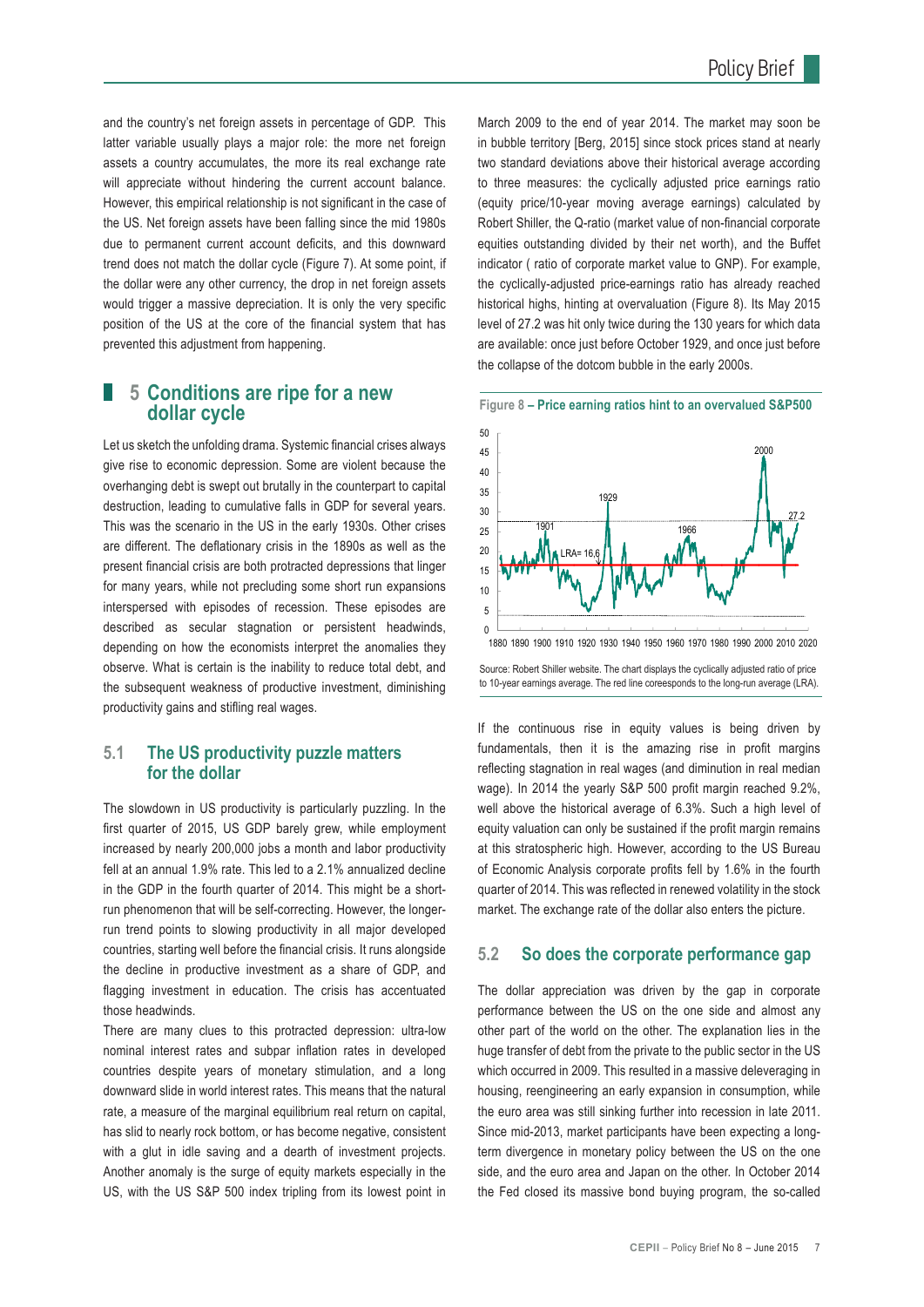and the country's net foreign assets in percentage of GDP. This latter variable usually plays a major role: the more net foreign assets a country accumulates, the more its real exchange rate will appreciate without hindering the current account balance. However, this empirical relationship is not significant in the case of the US. Net foreign assets have been falling since the mid 1980s due to permanent current account deficits, and this downward trend does not match the dollar cycle (Figure 7). At some point, if the dollar were any other currency, the drop in net foreign assets would trigger a massive depreciation. It is only the very specific position of the US at the core of the financial system that has prevented this adjustment from happening.

## 5 Conditions are ripe for a new dollar cycle

Let us sketch the unfolding drama. Systemic financial crises always give rise to economic depression. Some are violent because the overhanging debt is swept out brutally in the counterpart to capital destruction, leading to cumulative falls in GDP for several years. This was the scenario in the US in the early 1930s. Other crises are different. The deflationary crisis in the 1890s as well as the present financial crisis are both protracted depressions that linger for many years, while not precluding some short run expansions interspersed with episodes of recession. These episodes are described as secular stagnation or persistent headwinds, depending on how the economists interpret the anomalies they observe. What is certain is the inability to reduce total debt, and the subsequent weakness of productive investment, diminishing productivity gains and stifling real wages.

### 5.1 The US productivity puzzle matters for the dollar

The slowdown in US productivity is particularly puzzling. In the first quarter of 2015, US GDP barely grew, while employment increased by nearly 200,000 jobs a month and labor productivity fell at an annual 1.9% rate. This led to a 2.1% annualized decline in the GDP in the fourth quarter of 2014. This might be a short-run phenomenon that will be self-correcting. However, the longer-run trend points to slowing productivity in all major developed countries, starting well before the financial crisis. It runs alongside the decline in productive investment as a share of GDP, and flagging investment in education. The crisis has accentuated those headwinds.

There are many clues to this protracted depression: ultra-low nominal interest rates and subpar inflation rates in developed countries despite years of monetary stimulation, and a long downward slide in world interest rates. This means that the natural rate, a measure of the marginal equilibrium real return on capital, has slid to nearly rock bottom, or has become negative, consistent with a glut in idle saving and a dearth of investment projects. Another anomaly is the surge of equity markets especially in the US, with the US S&P 500 index tripling from its lowest point in March 2009 to the end of year 2014. The market may soon be in bubble territory [Berg, 2015] since stock prices stand at nearly two standard deviations above their historical average according to three measures: the cyclically adjusted price earnings ratio (equity price/10-year moving average earnings) calculated by Robert Shiller, the Q-ratio (market value of non-financial corporate equities outstanding divided by their net worth), and the Buffet indicator ( ratio of corporate market value to GNP). For example, the cyclically-adjusted price-earnings ratio has already reached historical highs, hinting at overvaluation (Figure 8). Its May 2015 level of 27.2 was hit only twice during the 130 years for which data are available: once just before October 1929, and once just before the collapse of the dotcom bubble in the early 2000s.

**Figure 8 – Price earning ratios hint to an overvalued S&P500**

Source: Robert Shiller website. The chart displays the cyclically adjusted ratio of price to 10-year earnings average. The red line coreesponds to the long-run average (LRA).

If the continuous rise in equity values is being driven by fundamentals, then it is the amazing rise in profit margins reflecting stagnation in real wages (and diminution in real median wage). In 2014 the yearly S&P 500 profit margin reached 9.2%, well above the historical average of 6.3%. Such a high level of equity valuation can only be sustained if the profit margin remains at this stratospheric high. However, according to the US Bureau of Economic Analysis corporate profits fell by 1.6% in the fourth quarter of 2014. This was reflected in renewed volatility in the stock market. The exchange rate of the dollar also enters the picture.

### 5.2 So does the corporate performance gap

The dollar appreciation was driven by the gap in corporate performance between the US on the one side and almost any other part of the world on the other. The explanation lies in the huge transfer of debt from the private to the public sector in the US which occurred in 2009. This resulted in a massive deleveraging in housing, reengineering an early expansion in consumption, while the euro area was still sinking further into recession in late 2011. Since mid-2013, market participants have been expecting a long-term divergence in monetary policy between the US on the one side, and the euro area and Japan on the other. In October 2014 the Fed closed its massive bond buying program, the so-called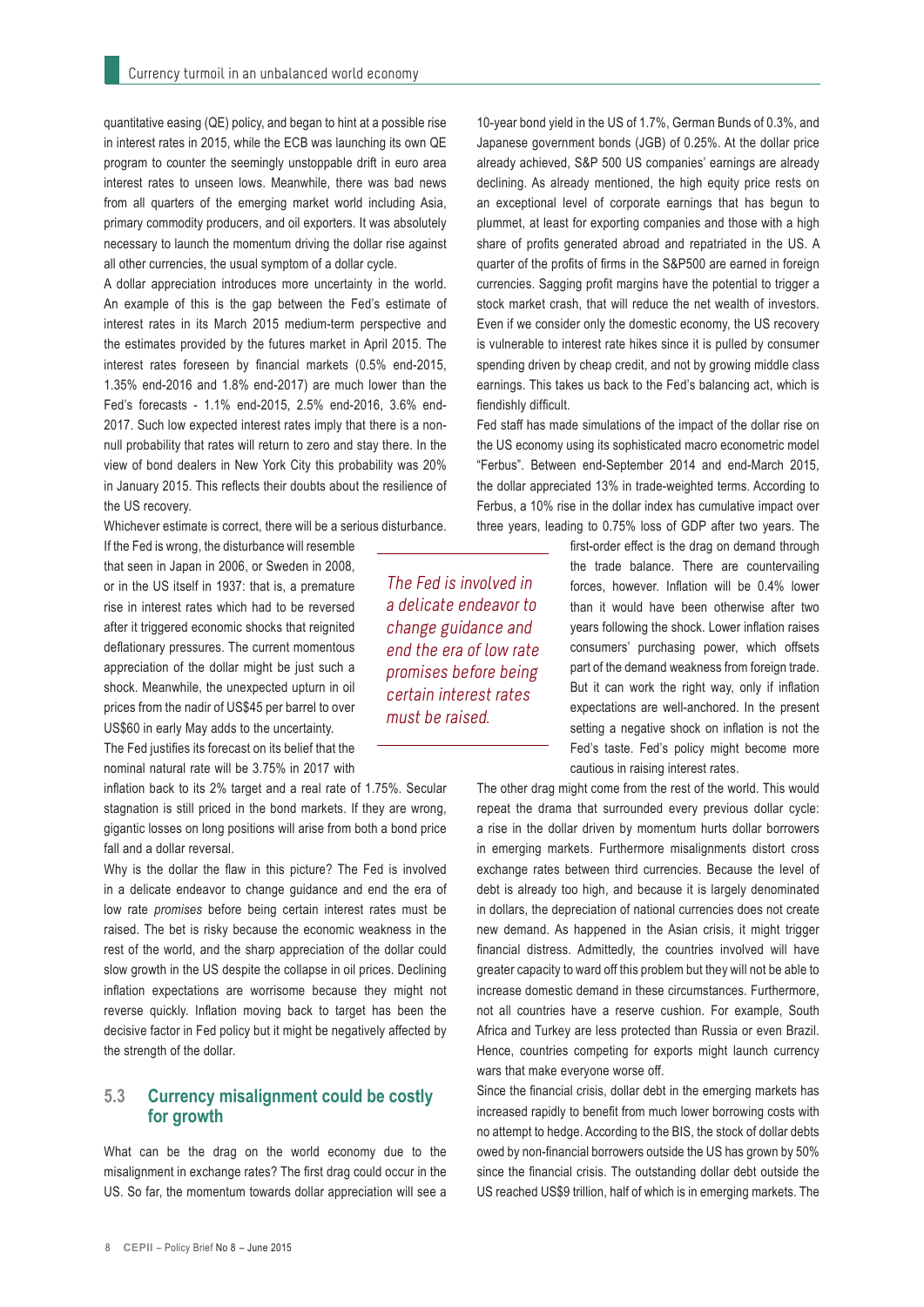quantitative easing (QE) policy, and began to hint at a possible rise in interest rates in 2015, while the ECB was launching its own QE program to counter the seemingly unstoppable drift in euro area interest rates to unseen lows. Meanwhile, there was bad news from all quarters of the emerging market world including Asia, primary commodity producers, and oil exporters. It was absolutely necessary to launch the momentum driving the dollar rise against all other currencies, the usual symptom of a dollar cycle.

A dollar appreciation introduces more uncertainty in the world. An example of this is the gap between the Fed's estimate of interest rates in its March 2015 medium-term perspective and the estimates provided by the futures market in April 2015. The interest rates foreseen by financial markets (0.5% end-2015, 1.35% end-2016 and 1.8% end-2017) are much lower than the Fed's forecasts - 1.1% end-2015, 2.5% end-2016, 3.6% end-2017. Such low expected interest rates imply that there is a non-null probability that rates will return to zero and stay there. In the view of bond dealers in New York City this probability was 20% in January 2015. This reflects their doubts about the resilience of the US recovery.

Whichever estimate is correct, there will be a serious disturbance. If the Fed is wrong, the disturbance will resemble that seen in Japan in 2006, or Sweden in 2008, or in the US itself in 1937: that is, a premature rise in interest rates which had to be reversed after it triggered economic shocks that reignited deflationary pressures. The current momentous appreciation of the dollar might be just such a shock. Meanwhile, the unexpected upturn in oil prices from the nadir of US$45 per barrel to over US$60 in early May adds to the uncertainty.

The Fed justifies its forecast on its belief that the nominal natural rate will be 3.75% in 2017 with inflation back to its 2% target and a real rate of 1.75%. Secular stagnation is still priced in the bond markets. If they are wrong, gigantic losses on long positions will arise from both a bond price fall and a dollar reversal.

Why is the dollar the flaw in this picture? The Fed is involved in a delicate endeavor to change guidance and end the era of low rate *promises* before being certain interest rates must be raised. The bet is risky because the economic weakness in the rest of the world, and the sharp appreciation of the dollar could slow growth in the US despite the collapse in oil prices. Declining inflation expectations are worrisome because they might not reverse quickly. Inflation moving back to target has been the decisive factor in Fed policy but it might be negatively affected by the strength of the dollar.

## 5.3 Currency misalignment could be costly for growth

What can be the drag on the world economy due to the misalignment in exchange rates? The first drag could occur in the US. So far, the momentum towards dollar appreciation will see a 10-year bond yield in the US of 1.7%, German Bunds of 0.3%, and Japanese government bonds (JGB) of 0.25%. At the dollar price already achieved, S&P 500 US companies' earnings are already declining. As already mentioned, the high equity price rests on an exceptional level of corporate earnings that has begun to plummet, at least for exporting companies and those with a high share of profits generated abroad and repatriated in the US. A quarter of the profits of firms in the S&P500 are earned in foreign currencies. Sagging profit margins have the potential to trigger a stock market crash, that will reduce the net wealth of investors. Even if we consider only the domestic economy, the US recovery is vulnerable to interest rate hikes since it is pulled by consumer spending driven by cheap credit, and not by growing middle class earnings. This takes us back to the Fed's balancing act, which is fiendishly difficult.

Fed staff has made simulations of the impact of the dollar rise on the US economy using its sophisticated macro econometric model "Ferbus". Between end-September 2014 and end-March 2015, the dollar appreciated 13% in trade-weighted terms. According to Ferbus, a 10% rise in the dollar index has cumulative impact over three years, leading to 0.75% loss of GDP after two years. The first-order effect is the drag on demand through the trade balance. There are countervailing forces, however. Inflation will be 0.4% lower than it would have been otherwise after two years following the shock. Lower inflation raises consumers' purchasing power, which offsets part of the demand weakness from foreign trade. But it can work the right way, only if inflation expectations are well-anchored. In the present setting a negative shock on inflation is not the Fed's taste. Fed's policy might become more cautious in raising interest rates.

*The Fed is involved in a delicate endeavor to change guidance and end the era of low rate promises before being certain interest rates must be raised.*

The other drag might come from the rest of the world. This would repeat the drama that surrounded every previous dollar cycle: a rise in the dollar driven by momentum hurts dollar borrowers in emerging markets. Furthermore misalignments distort cross exchange rates between third currencies. Because the level of debt is already too high, and because it is largely denominated in dollars, the depreciation of national currencies does not create new demand. As happened in the Asian crisis, it might trigger financial distress. Admittedly, the countries involved will have greater capacity to ward off this problem but they will not be able to increase domestic demand in these circumstances. Furthermore, not all countries have a reserve cushion. For example, South Africa and Turkey are less protected than Russia or even Brazil. Hence, countries competing for exports might launch currency wars that make everyone worse off.

Since the financial crisis, dollar debt in the emerging markets has increased rapidly to benefit from much lower borrowing costs with no attempt to hedge. According to the BIS, the stock of dollar debts owed by non-financial borrowers outside the US has grown by 50% since the financial crisis. The outstanding dollar debt outside the US reached US$9 trillion, half of which is in emerging markets. The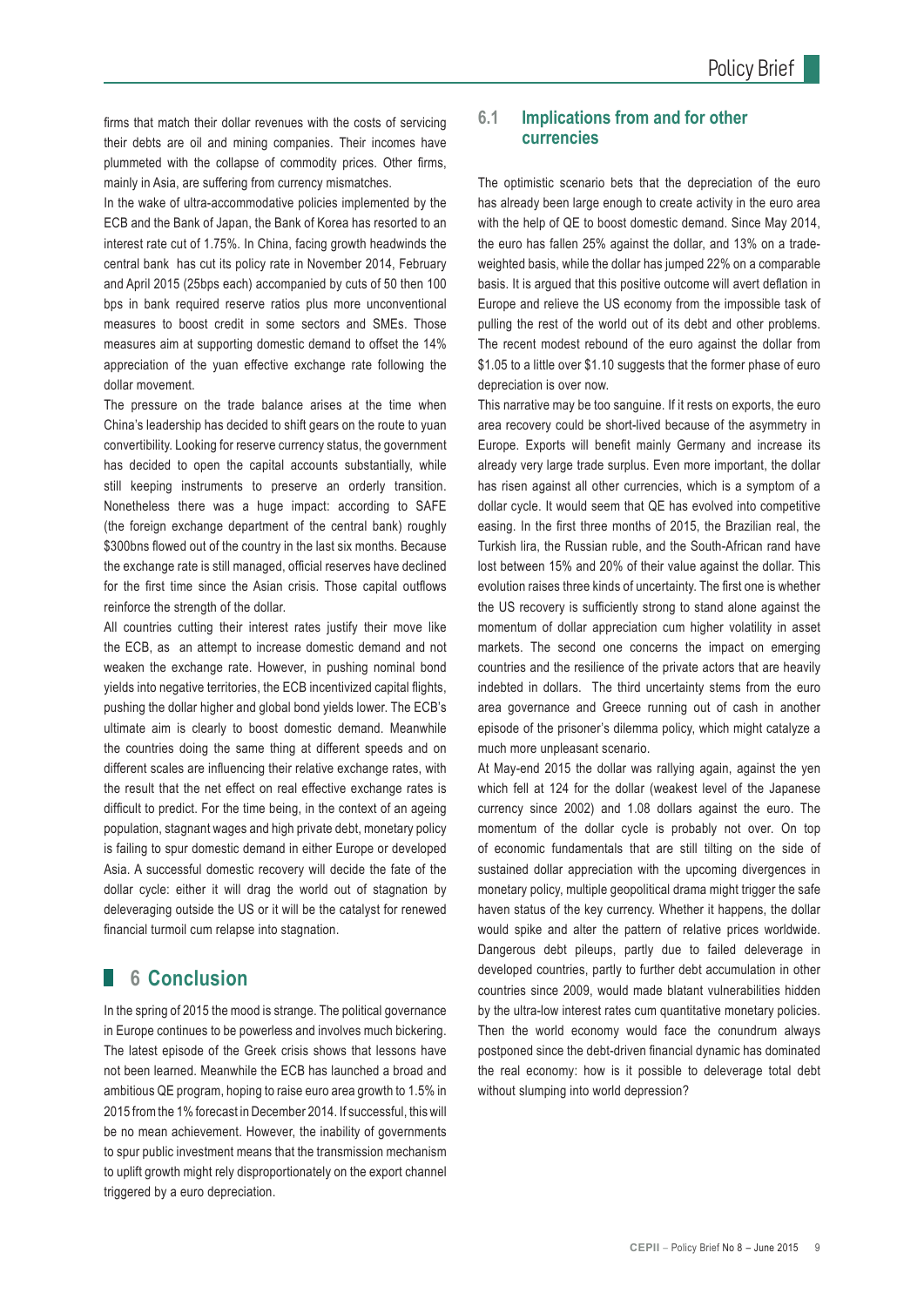firms that match their dollar revenues with the costs of servicing their debts are oil and mining companies. Their incomes have plummeted with the collapse of commodity prices. Other firms, mainly in Asia, are suffering from currency mismatches.

In the wake of ultra-accommodative policies implemented by the ECB and the Bank of Japan, the Bank of Korea has resorted to an interest rate cut of 1.75%. In China, facing growth headwinds the central bank has cut its policy rate in November 2014, February and April 2015 (25bps each) accompanied by cuts of 50 then 100 bps in bank required reserve ratios plus more unconventional measures to boost credit in some sectors and SMEs. Those measures aim at supporting domestic demand to offset the 14% appreciation of the yuan effective exchange rate following the dollar movement.

The pressure on the trade balance arises at the time when China's leadership has decided to shift gears on the route to yuan convertibility. Looking for reserve currency status, the government has decided to open the capital accounts substantially, while still keeping instruments to preserve an orderly transition. Nonetheless there was a huge impact: according to SAFE (the foreign exchange department of the central bank) roughly \$300bns flowed out of the country in the last six months. Because the exchange rate is still managed, official reserves have declined for the first time since the Asian crisis. Those capital outflows reinforce the strength of the dollar.

All countries cutting their interest rates justify their move like the ECB, as an attempt to increase domestic demand and not weaken the exchange rate. However, in pushing nominal bond yields into negative territories, the ECB incentivized capital flights, pushing the dollar higher and global bond yields lower. The ECB's ultimate aim is clearly to boost domestic demand. Meanwhile the countries doing the same thing at different speeds and on different scales are influencing their relative exchange rates, with the result that the net effect on real effective exchange rates is difficult to predict. For the time being, in the context of an ageing population, stagnant wages and high private debt, monetary policy is failing to spur domestic demand in either Europe or developed Asia. A successful domestic recovery will decide the fate of the dollar cycle: either it will drag the world out of stagnation by deleveraging outside the US or it will be the catalyst for renewed financial turmoil cum relapse into stagnation.

## 6 Conclusion

In the spring of 2015 the mood is strange. The political governance in Europe continues to be powerless and involves much bickering. The latest episode of the Greek crisis shows that lessons have not been learned. Meanwhile the ECB has launched a broad and ambitious QE program, hoping to raise euro area growth to 1.5% in 2015 from the 1% forecast in December 2014. If successful, this will be no mean achievement. However, the inability of governments to spur public investment means that the transmission mechanism to uplift growth might rely disproportionately on the export channel triggered by a euro depreciation.

### 6.1 Implications from and for other currencies

The optimistic scenario bets that the depreciation of the euro has already been large enough to create activity in the euro area with the help of QE to boost domestic demand. Since May 2014, the euro has fallen 25% against the dollar, and 13% on a trade-weighted basis, while the dollar has jumped 22% on a comparable basis. It is argued that this positive outcome will avert deflation in Europe and relieve the US economy from the impossible task of pulling the rest of the world out of its debt and other problems. The recent modest rebound of the euro against the dollar from \$1.05 to a little over \$1.10 suggests that the former phase of euro depreciation is over now.

This narrative may be too sanguine. If it rests on exports, the euro area recovery could be short-lived because of the asymmetry in Europe. Exports will benefit mainly Germany and increase its already very large trade surplus. Even more important, the dollar has risen against all other currencies, which is a symptom of a dollar cycle. It would seem that QE has evolved into competitive easing. In the first three months of 2015, the Brazilian real, the Turkish lira, the Russian ruble, and the South-African rand have lost between 15% and 20% of their value against the dollar. This evolution raises three kinds of uncertainty. The first one is whether the US recovery is sufficiently strong to stand alone against the momentum of dollar appreciation cum higher volatility in asset markets. The second one concerns the impact on emerging countries and the resilience of the private actors that are heavily indebted in dollars. The third uncertainty stems from the euro area governance and Greece running out of cash in another episode of the prisoner's dilemma policy, which might catalyze a much more unpleasant scenario.

At May-end 2015 the dollar was rallying again, against the yen which fell at 124 for the dollar (weakest level of the Japanese currency since 2002) and 1.08 dollars against the euro. The momentum of the dollar cycle is probably not over. On top of economic fundamentals that are still tilting on the side of sustained dollar appreciation with the upcoming divergences in monetary policy, multiple geopolitical drama might trigger the safe haven status of the key currency. Whether it happens, the dollar would spike and alter the pattern of relative prices worldwide. Dangerous debt pileups, partly due to failed deleverage in developed countries, partly to further debt accumulation in other countries since 2009, would made blatant vulnerabilities hidden by the ultra-low interest rates cum quantitative monetary policies. Then the world economy would face the conundrum always postponed since the debt-driven financial dynamic has dominated the real economy: how is it possible to deleverage total debt without slumping into world depression?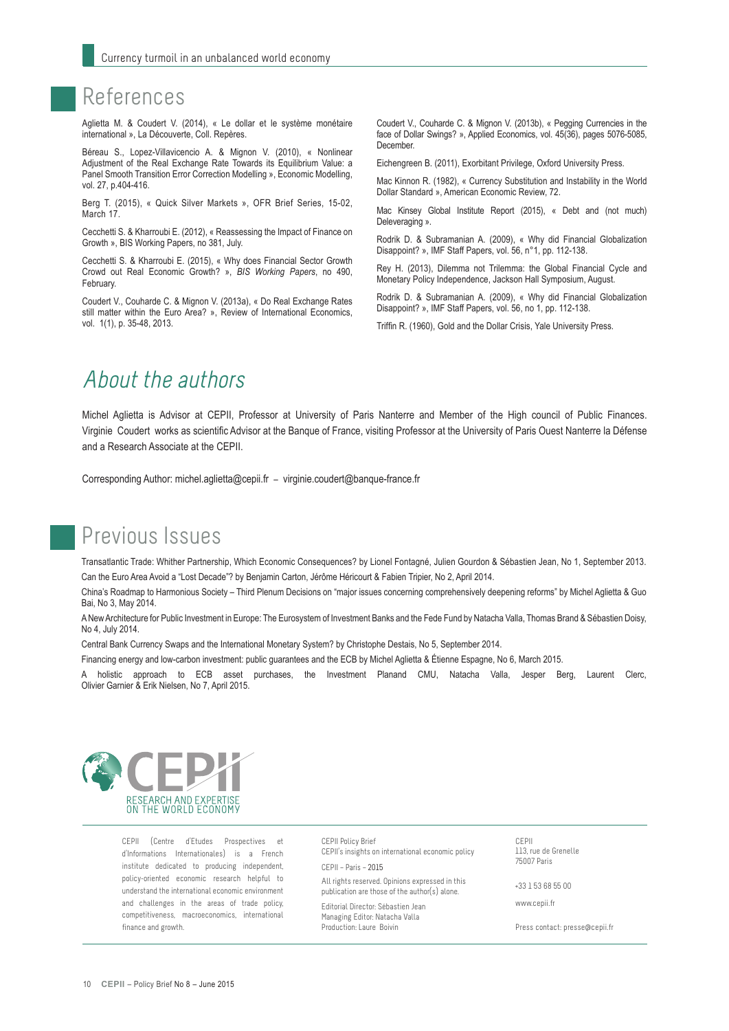## References

Aglietta M. & Coudert V. (2014), « Le dollar et le système monétaire international », La Découverte, Coll. Repères.

Béreau S., Lopez-Villavicencio A. & Mignon V. (2010), « Nonlinear Adjustment of the Real Exchange Rate Towards its Equilibrium Value: a Panel Smooth Transition Error Correction Modelling », Economic Modelling, vol. 27, p.404-416.

Berg T. (2015), « Quick Silver Markets », OFR Brief Series, 15-02, March 17.

Cecchetti S. & Kharroubi E. (2012), « Reassessing the Impact of Finance on Growth », BIS Working Papers, no 381, July.

Cecchetti S. & Kharroubi E. (2015), « Why does Financial Sector Growth Crowd out Real Economic Growth? », *BIS Working Papers*, no 490, February.

Coudert V., Couharde C. & Mignon V. (2013a), « Do Real Exchange Rates still matter within the Euro Area? », Review of International Economics, vol. 1(1), p. 35-48, 2013.

Coudert V., Couharde C. & Mignon V. (2013b), « Pegging Currencies in the face of Dollar Swings? », Applied Economics, vol. 45(36), pages 5076-5085, December.

Eichengreen B. (2011), Exorbitant Privilege, Oxford University Press.

Mac Kinnon R. (1982), « Currency Substitution and Instability in the World Dollar Standard », American Economic Review, 72.

Mac Kinsey Global Institute Report (2015), « Debt and (not much) Deleveraging ».

Rodrik D. & Subramanian A. (2009), « Why did Financial Globalization Disappoint? », IMF Staff Papers, vol. 56, n°1, pp. 112-138.

Rey H. (2013), Dilemma not Trilemma: the Global Financial Cycle and Monetary Policy Independence, Jackson Hall Symposium, August.

Rodrik D. & Subramanian A. (2009), « Why did Financial Globalization Disappoint? », IMF Staff Papers, vol. 56, no 1, pp. 112-138.

Triffin R. (1960), Gold and the Dollar Crisis, Yale University Press.

## *About the authors*

Michel Aglietta is Advisor at CEPII, Professor at University of Paris Nanterre and Member of the High council of Public Finances. Virginie Coudert works as scientific Advisor at the Banque of France, visiting Professor at the University of Paris Ouest Nanterre la Défense and a Research Associate at the CEPII.

Corresponding Author: michel.aglietta@cepii.fr – virginie.coudert@banque-france.fr

## Previous Issues

Transatlantic Trade: Whither Partnership, Which Economic Consequences? by Lionel Fontagné, Julien Gourdon & Sébastien Jean, No 1, September 2013.

Can the Euro Area Avoid a "Lost Decade"? by Benjamin Carton, Jérôme Héricourt & Fabien Tripier, No 2, April 2014.

China's Roadmap to Harmonious Society – Third Plenum Decisions on "major issues concerning comprehensively deepening reforms" by Michel Aglietta & Guo Bai, No 3, May 2014.

A New Architecture for Public Investment in Europe: The Eurosystem of Investment Banks and the Fede Fund by Natacha Valla, Thomas Brand & Sébastien Doisy, No 4, July 2014.

Central Bank Currency Swaps and the International Monetary System? by Christophe Destais, No 5, September 2014.

Financing energy and low-carbon investment: public guarantees and the ECB by Michel Aglietta & Étienne Espagne, No 6, March 2015.

A holistic approach to ECB asset purchases, the Investment Planand CMU, Natacha Valla, Jesper Berg, Laurent Clerc, Olivier Garnier & Erik Nielsen, No 7, April 2015.

CEPII
RESEARCH AND EXPERTISE ON THE WORLD ECONOMY

CEPII (Centre d'Etudes Prospectives et d'Informations Internationales) is a French institute dedicated to producing independent, policy-oriented economic research helpful to understand the international economic environment and challenges in the areas of trade policy, competitiveness, macroeconomics, international finance and growth.

CEPII Policy Brief
CEPII's insights on international economic policy

CEPII – Paris – 2015

All rights reserved. Opinions expressed in this publication are those of the author(s) alone.

Editorial Director: Sébastien Jean
Managing Editor: Natacha Valla
Production: Laure Boivin

CEPII
113, rue de Grenelle
75007 Paris

+33 1 53 68 55 00

www.cepii.fr

Press contact: presse@cepii.fr